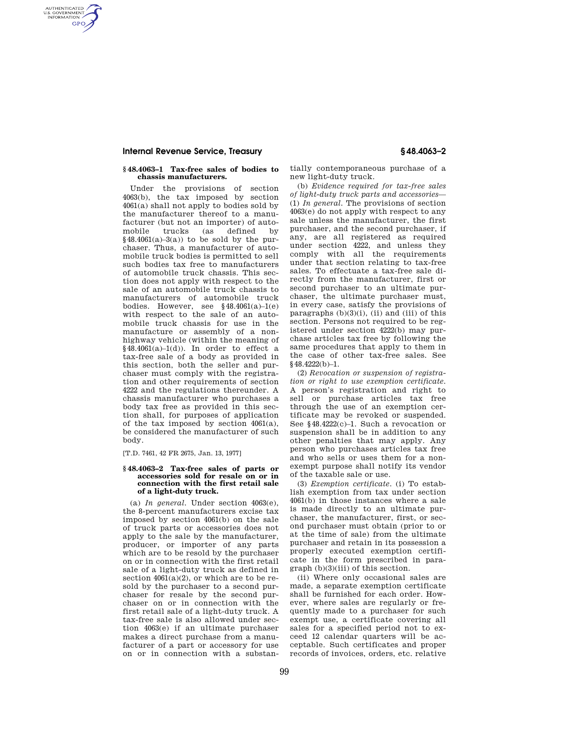### § 48.4063–1 Tax-free sales of bodies to chassis manufacturers.

Under the provisions of section 4063(b), the tax imposed by section 4061(a) shall not apply to bodies sold by the manufacturer thereof to a manufacturer (but not an importer) of automobile trucks (as defined by § 48.4061(a)–3(a)) to be sold by the purchaser. Thus, a manufacturer of automobile truck bodies is permitted to sell such bodies tax free to manufacturers of automobile truck chassis. This section does not apply with respect to the sale of an automobile truck chassis to manufacturers of automobile truck bodies. However, see § 48.4061(a)–1(e) with respect to the sale of an automobile truck chassis for use in the manufacture or assembly of a nonhighway vehicle (within the meaning of § 48.4061(a)–1(d)). In order to effect a tax-free sale of a body as provided in this section, both the seller and purchaser must comply with the registration and other requirements of section 4222 and the regulations thereunder. A chassis manufacturer who purchases a body tax free as provided in this section shall, for purposes of application of the tax imposed by section 4061(a), be considered the manufacturer of such body.

[T.D. 7461, 42 FR 2675, Jan. 13, 1977]

### § 48.4063–2 Tax-free sales of parts or accessories sold for resale on or in connection with the first retail sale of a light-duty truck.

(a) *In general.* Under section 4063(e), the 8-percent manufacturers excise tax imposed by section 4061(b) on the sale of truck parts or accessories does not apply to the sale by the manufacturer, producer, or importer of any parts which are to be resold by the purchaser on or in connection with the first retail sale of a light-duty truck as defined in section 4061(a)(2), or which are to be resold by the purchaser to a second purchaser for resale by the second purchaser on or in connection with the first retail sale of a light-duty truck. A tax-free sale is also allowed under section 4063(e) if an ultimate purchaser makes a direct purchase from a manufacturer of a part or accessory for use on or in connection with a substantially contemporaneous purchase of a new light-duty truck.

(b) *Evidence required for tax-free sales of light-duty truck parts and accessories*—(1) *In general.* The provisions of section 4063(e) do not apply with respect to any sale unless the manufacturer, the first purchaser, and the second purchaser, if any, are all registered as required under section 4222, and unless they comply with all the requirements under that section relating to tax-free sales. To effectuate a tax-free sale directly from the manufacturer, first or second purchaser to an ultimate purchaser, the ultimate purchaser must, in every case, satisfy the provisions of paragraphs (b)(3)(i), (ii) and (iii) of this section. Persons not required to be registered under section 4222(b) may purchase articles tax free by following the same procedures that apply to them in the case of other tax-free sales. See § 48.4222(b)–1.

(2) *Revocation or suspension of registration or right to use exemption certificate.* A person's registration and right to sell or purchase articles tax free through the use of an exemption certificate may be revoked or suspended. See § 48.4222(c)–1. Such a revocation or suspension shall be in addition to any other penalties that may apply. Any person who purchases articles tax free and who sells or uses them for a nonexempt purpose shall notify its vendor of the taxable sale or use.

(3) *Exemption certificate.* (i) To establish exemption from tax under section 4061(b) in those instances where a sale is made directly to an ultimate purchaser, the manufacturer, first, or second purchaser must obtain (prior to or at the time of sale) from the ultimate purchaser and retain in its possession a properly executed exemption certificate in the form prescribed in paragraph (b)(3)(iii) of this section.

(ii) Where only occasional sales are made, a separate exemption certificate shall be furnished for each order. However, where sales are regularly or frequently made to a purchaser for such exempt use, a certificate covering all sales for a specified period not to exceed 12 calendar quarters will be acceptable. Such certificates and proper records of invoices, orders, etc. relative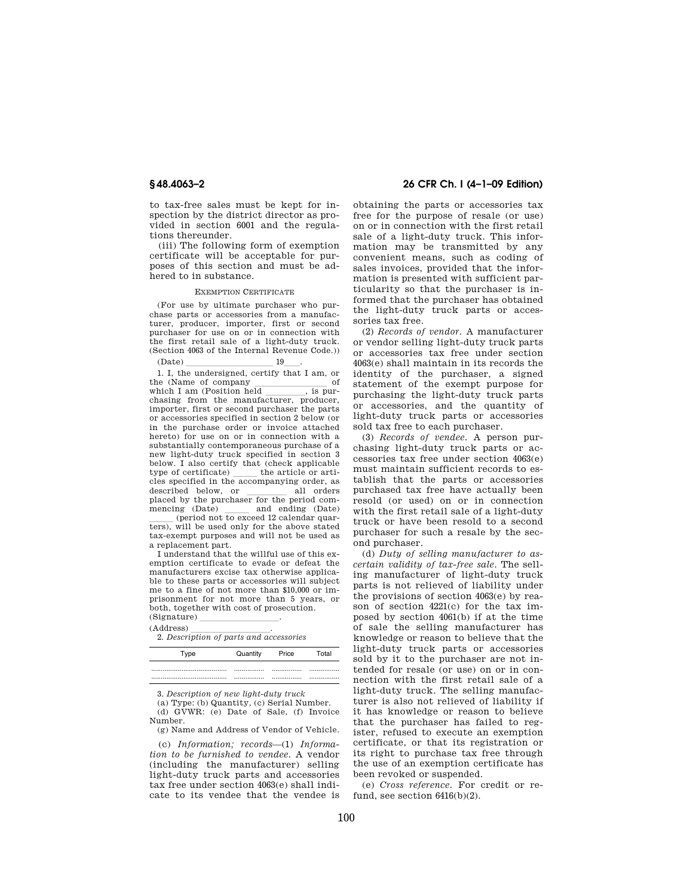to tax-free sales must be kept for inspection by the district director as provided in section 6001 and the regulations thereunder.

(iii) The following form of exemption certificate will be acceptable for purposes of this section and must be adhered to in substance.

EXEMPTION CERTIFICATE

(For use by ultimate purchaser who purchase parts or accessories from a manufacturer, producer, importer, first or second purchaser for use on or in connection with the first retail sale of a light-duty truck. (Section 4063 of the Internal Revenue Code.))

(Date) ____________________ 19___.

1. I, the undersigned, certify that I am, or the (Name of company ________________ of which I am (Position held _________, is purchasing from the manufacturer, producer, importer, first or second purchaser the parts or accessories specified in section 2 below (or in the purchase order or invoice attached hereto) for use on or in connection with a substantially contemporaneous purchase of a new light-duty truck specified in section 3 below. I also certify that (check applicable type of certificate) _____ the article or articles specified in the accompanying order, as described below, or _________ all orders placed by the purchaser for the period commencing (Date) ______ and ending (Date) _____ (period not to exceed 12 calendar quarters), will be used only for the above stated tax-exempt purposes and will not be used as a replacement part.

I understand that the willful use of this exemption certificate to evade or defeat the manufacturers excise tax otherwise applicable to these parts or accessories will subject me to a fine of not more than $10,000 or imprisonment for not more than 5 years, or both, together with cost of prosecution.

(Signature) __________________.

(Address) __________________.

2. *Description of parts and accessories*

| Type | Quantity | Price | Total |
|---|---|---|---|
| ........................................ | ................ | ................ | ................ |
| ........................................ | ................ | ................ | ................ |

3. *Description of new light-duty truck*

(a) Type: (b) Quantity, (c) Serial Number.

(d) GVWR: (e) Date of Sale, (f) Invoice Number.

(g) Name and Address of Vendor of Vehicle.

(c) *Information; records*—(1) *Information to be furnished to vendee.* A vendor (including the manufacturer) selling light-duty truck parts and accessories tax free under section 4063(e) shall indicate to its vendee that the vendee is obtaining the parts or accessories tax free for the purpose of resale (or use) on or in connection with the first retail sale of a light-duty truck. This information may be transmitted by any convenient means, such as coding of sales invoices, provided that the information is presented with sufficient particularity so that the purchaser is informed that the purchaser has obtained the light-duty truck parts or accessories tax free.

(2) *Records of vendor.* A manufacturer or vendor selling light-duty truck parts or accessories tax free under section 4063(e) shall maintain in its records the identity of the purchaser, a signed statement of the exempt purpose for purchasing the light-duty truck parts or accessories, and the quantity of light-duty truck parts or accessories sold tax free to each purchaser.

(3) *Records of vendee.* A person purchasing light-duty truck parts or accessories tax free under section 4063(e) must maintain sufficient records to establish that the parts or accessories purchased tax free have actually been resold (or used) on or in connection with the first retail sale of a light-duty truck or have been resold to a second purchaser for such a resale by the second purchaser.

(d) *Duty of selling manufacturer to ascertain validity of tax-free sale.* The selling manufacturer of light-duty truck parts is not relieved of liability under the provisions of section 4063(e) by reason of section 4221(c) for the tax imposed by section 4061(b) if at the time of sale the selling manufacturer has knowledge or reason to believe that the light-duty truck parts or accessories sold by it to the purchaser are not intended for resale (or use) on or in connection with the first retail sale of a light-duty truck. The selling manufacturer is also not relieved of liability if it has knowledge or reason to believe that the purchaser has failed to register, refused to execute an exemption certificate, or that its registration or its right to purchase tax free through the use of an exemption certificate has been revoked or suspended.

(e) *Cross reference.* For credit or refund, see section 6416(b)(2).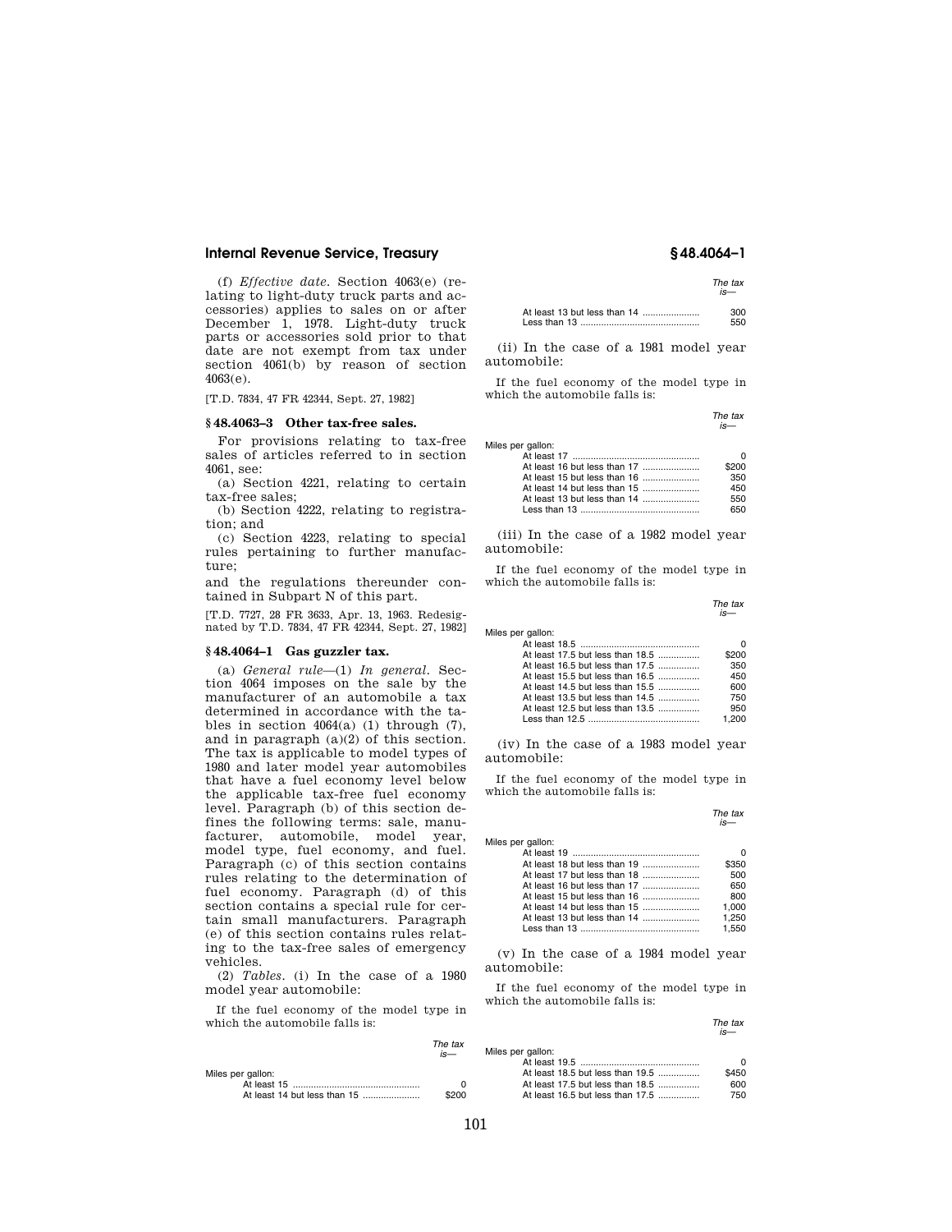(f) *Effective date.* Section 4063(e) (relating to light-duty truck parts and accessories) applies to sales on or after December 1, 1978. Light-duty truck parts or accessories sold prior to that date are not exempt from tax under section 4061(b) by reason of section 4063(e).

[T.D. 7834, 47 FR 42344, Sept. 27, 1982]

### § 48.4063–3 Other tax-free sales.

For provisions relating to tax-free sales of articles referred to in section 4061, see:

(a) Section 4221, relating to certain tax-free sales;

(b) Section 4222, relating to registration; and

(c) Section 4223, relating to special rules pertaining to further manufacture;

and the regulations thereunder contained in Subpart N of this part.

[T.D. 7727, 28 FR 3633, Apr. 13, 1963. Redesignated by T.D. 7834, 47 FR 42344, Sept. 27, 1982]

### § 48.4064–1 Gas guzzler tax.

(a) *General rule*—(1) *In general.* Section 4064 imposes on the sale by the manufacturer of an automobile a tax determined in accordance with the tables in section 4064(a) (1) through (7), and in paragraph (a)(2) of this section. The tax is applicable to model types of 1980 and later model year automobiles that have a fuel economy level below the applicable tax-free fuel economy level. Paragraph (b) of this section defines the following terms: sale, manufacturer, automobile, model year, model type, fuel economy, and fuel. Paragraph (c) of this section contains rules relating to the determination of fuel economy. Paragraph (d) of this section contains a special rule for certain small manufacturers. Paragraph (e) of this section contains rules relating to the tax-free sales of emergency vehicles.

(2) *Tables.* (i) In the case of a 1980 model year automobile:

If the fuel economy of the model type in which the automobile falls is:

| | *The tax is*— |
|---|---|
| Miles per gallon: | |
| At least 15 | 0 |
| At least 14 but less than 15 | $200 |
| At least 13 but less than 14 | 300 |
| Less than 13 | 550 |

(ii) In the case of a 1981 model year automobile:

If the fuel economy of the model type in which the automobile falls is:

| | *The tax is*— |
|---|---|
| Miles per gallon: | |
| At least 17 | 0 |
| At least 16 but less than 17 | $200 |
| At least 15 but less than 16 | 350 |
| At least 14 but less than 15 | 450 |
| At least 13 but less than 14 | 550 |
| Less than 13 | 650 |

(iii) In the case of a 1982 model year automobile:

If the fuel economy of the model type in which the automobile falls is:

| | *The tax is*— |
|---|---|
| Miles per gallon: | |
| At least 18.5 | 0 |
| At least 17.5 but less than 18.5 | $200 |
| At least 16.5 but less than 17.5 | 350 |
| At least 15.5 but less than 16.5 | 450 |
| At least 14.5 but less than 15.5 | 600 |
| At least 13.5 but less than 14.5 | 750 |
| At least 12.5 but less than 13.5 | 950 |
| Less than 12.5 | 1,200 |

(iv) In the case of a 1983 model year automobile:

If the fuel economy of the model type in which the automobile falls is:

| | *The tax is*— |
|---|---|
| Miles per gallon: | |
| At least 19 | 0 |
| At least 18 but less than 19 | $350 |
| At least 17 but less than 18 | 500 |
| At least 16 but less than 17 | 650 |
| At least 15 but less than 16 | 800 |
| At least 14 but less than 15 | 1,000 |
| At least 13 but less than 14 | 1,250 |
| Less than 13 | 1,550 |

(v) In the case of a 1984 model year automobile:

If the fuel economy of the model type in which the automobile falls is:

| | *The tax is*— |
|---|---|
| Miles per gallon: | |
| At least 19.5 | 0 |
| At least 18.5 but less than 19.5 | $450 |
| At least 17.5 but less than 18.5 | 600 |
| At least 16.5 but less than 17.5 | 750 |